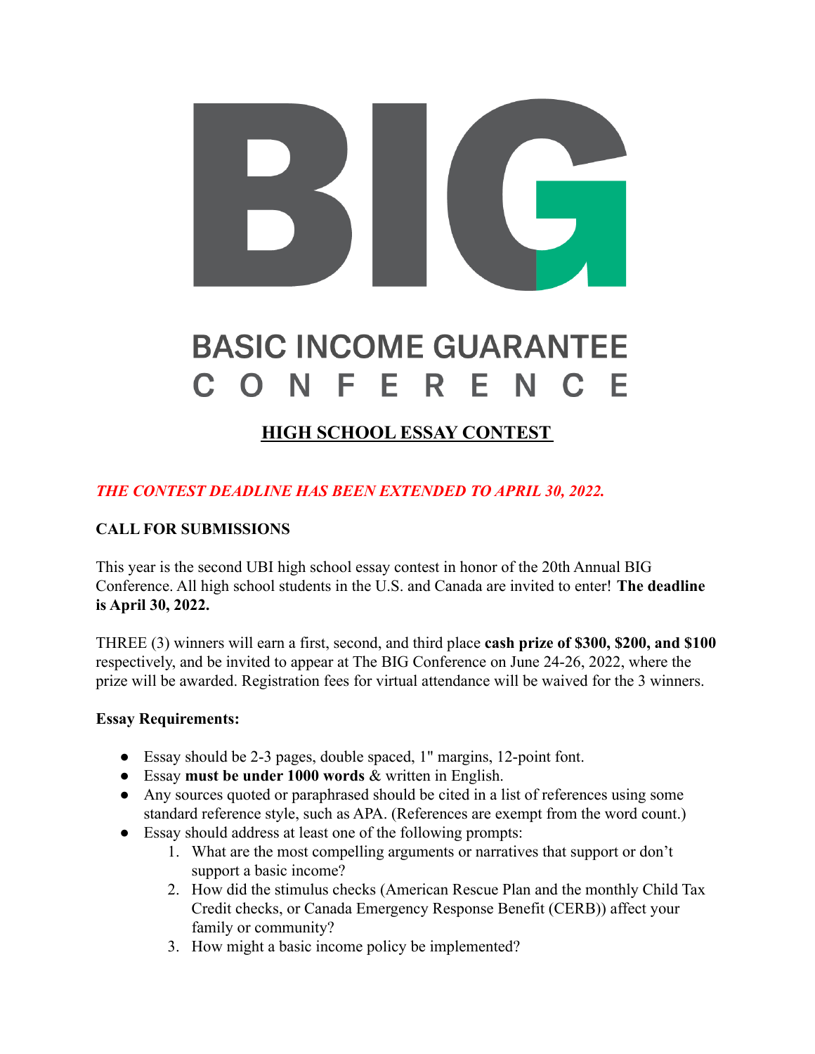# BIG

## BASIC INCOME GUARANTEE CONFERENCE

## HIGH SCHOOL ESSAY CONTEST

***THE CONTEST DEADLINE HAS BEEN EXTENDED TO APRIL 30, 2022.***

**CALL FOR SUBMISSIONS**

This year is the second UBI high school essay contest in honor of the 20th Annual BIG Conference. All high school students in the U.S. and Canada are invited to enter! **The deadline is April 30, 2022.**

THREE (3) winners will earn a first, second, and third place **cash prize of $300, $200, and $100** respectively, and be invited to appear at The BIG Conference on June 24-26, 2022, where the prize will be awarded. Registration fees for virtual attendance will be waived for the 3 winners.

**Essay Requirements:**

- Essay should be 2-3 pages, double spaced, 1" margins, 12-point font.
- Essay **must be under 1000 words** & written in English.
- Any sources quoted or paraphrased should be cited in a list of references using some standard reference style, such as APA. (References are exempt from the word count.)
- Essay should address at least one of the following prompts:
    1. What are the most compelling arguments or narratives that support or don't support a basic income?
    2. How did the stimulus checks (American Rescue Plan and the monthly Child Tax Credit checks, or Canada Emergency Response Benefit (CERB)) affect your family or community?
    3. How might a basic income policy be implemented?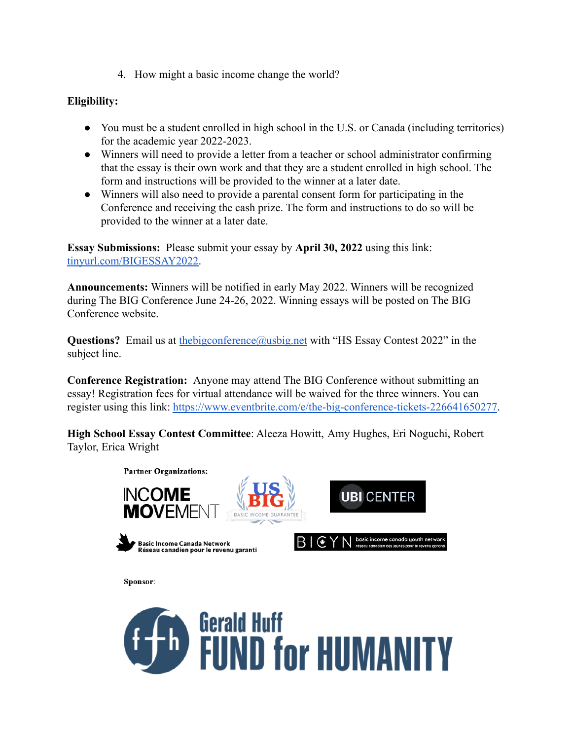4. How might a basic income change the world?

**Eligibility:**

- You must be a student enrolled in high school in the U.S. or Canada (including territories) for the academic year 2022-2023.
- Winners will need to provide a letter from a teacher or school administrator confirming that the essay is their own work and that they are a student enrolled in high school. The form and instructions will be provided to the winner at a later date.
- Winners will also need to provide a parental consent form for participating in the Conference and receiving the cash prize. The form and instructions to do so will be provided to the winner at a later date.

**Essay Submissions:** Please submit your essay by **April 30, 2022** using this link: tinyurl.com/BIGESSAY2022.

**Announcements:** Winners will be notified in early May 2022. Winners will be recognized during The BIG Conference June 24-26, 2022. Winning essays will be posted on The BIG Conference website.

**Questions?** Email us at thebigconference@usbig.net with "HS Essay Contest 2022" in the subject line.

**Conference Registration:** Anyone may attend The BIG Conference without submitting an essay! Registration fees for virtual attendance will be waived for the three winners. You can register using this link: https://www.eventbrite.com/e/the-big-conference-tickets-226641650277.

**High School Essay Contest Committee**: Aleeza Howitt, Amy Hughes, Eri Noguchi, Robert Taylor, Erica Wright

**Partner Organizations:**

INCOME MOVEMENT

US BIG BASIC INCOME GUARANTEE

UBI CENTER

Basic Income Canada Network
Réseau canadien pour le revenu garanti

BICYN basic income canada youth network
réseau canadien des jeunes pour le revenu garanti

**Sponsor:**

Gerald Huff FUND for HUMANITY